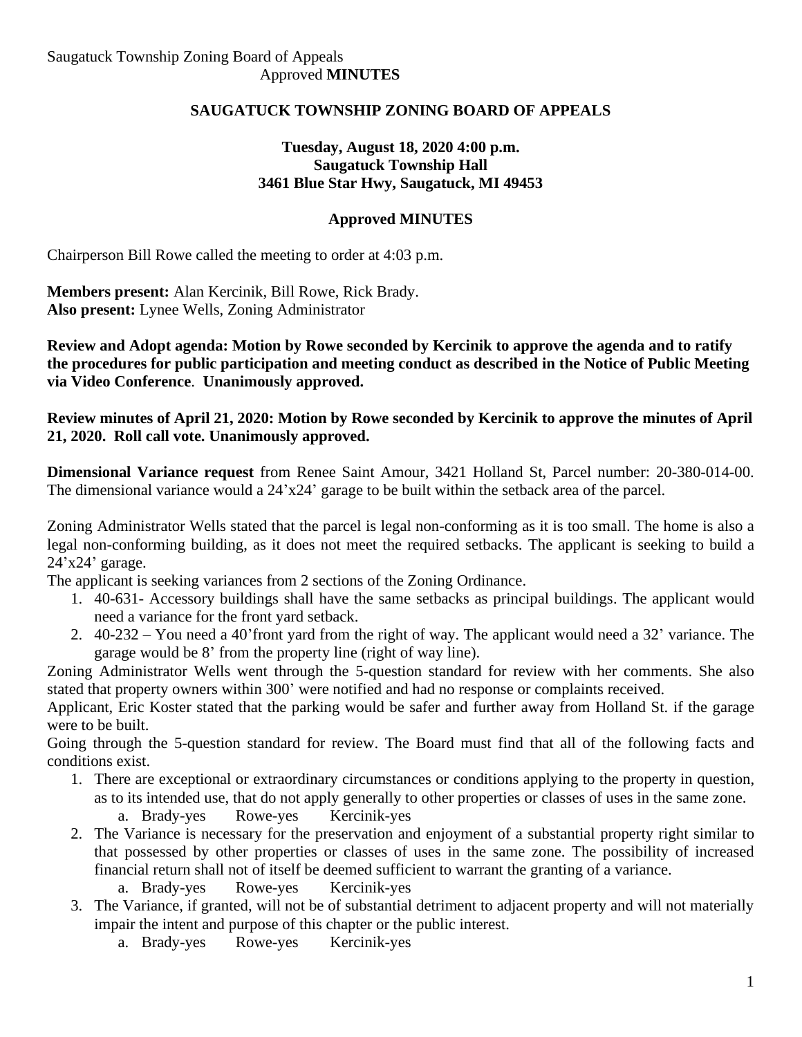Saugatuck Township Zoning Board of Appeals
Approved **MINUTES**

# SAUGATUCK TOWNSHIP ZONING BOARD OF APPEALS

**Tuesday, August 18, 2020 4:00 p.m.**
**Saugatuck Township Hall**
**3461 Blue Star Hwy, Saugatuck, MI 49453**

**Approved MINUTES**

Chairperson Bill Rowe called the meeting to order at 4:03 p.m.

**Members present:** Alan Kercinik, Bill Rowe, Rick Brady.
**Also present:** Lynee Wells, Zoning Administrator

**Review and Adopt agenda: Motion by Rowe seconded by Kercinik to approve the agenda and to ratify the procedures for public participation and meeting conduct as described in the Notice of Public Meeting via Video Conference**. **Unanimously approved.**

**Review minutes of April 21, 2020: Motion by Rowe seconded by Kercinik to approve the minutes of April 21, 2020. Roll call vote. Unanimously approved.**

**Dimensional Variance request** from Renee Saint Amour, 3421 Holland St, Parcel number: 20-380-014-00. The dimensional variance would a 24'x24' garage to be built within the setback area of the parcel.

Zoning Administrator Wells stated that the parcel is legal non-conforming as it is too small. The home is also a legal non-conforming building, as it does not meet the required setbacks. The applicant is seeking to build a 24'x24' garage.

The applicant is seeking variances from 2 sections of the Zoning Ordinance.

1. 40-631- Accessory buildings shall have the same setbacks as principal buildings. The applicant would need a variance for the front yard setback.
2. 40-232 – You need a 40'front yard from the right of way. The applicant would need a 32' variance. The garage would be 8' from the property line (right of way line).

Zoning Administrator Wells went through the 5-question standard for review with her comments. She also stated that property owners within 300' were notified and had no response or complaints received.

Applicant, Eric Koster stated that the parking would be safer and further away from Holland St. if the garage were to be built.

Going through the 5-question standard for review. The Board must find that all of the following facts and conditions exist.

1. There are exceptional or extraordinary circumstances or conditions applying to the property in question, as to its intended use, that do not apply generally to other properties or classes of uses in the same zone.
   a. Brady-yes Rowe-yes Kercinik-yes
2. The Variance is necessary for the preservation and enjoyment of a substantial property right similar to that possessed by other properties or classes of uses in the same zone. The possibility of increased financial return shall not of itself be deemed sufficient to warrant the granting of a variance.
   a. Brady-yes Rowe-yes Kercinik-yes
3. The Variance, if granted, will not be of substantial detriment to adjacent property and will not materially impair the intent and purpose of this chapter or the public interest.
   a. Brady-yes Rowe-yes Kercinik-yes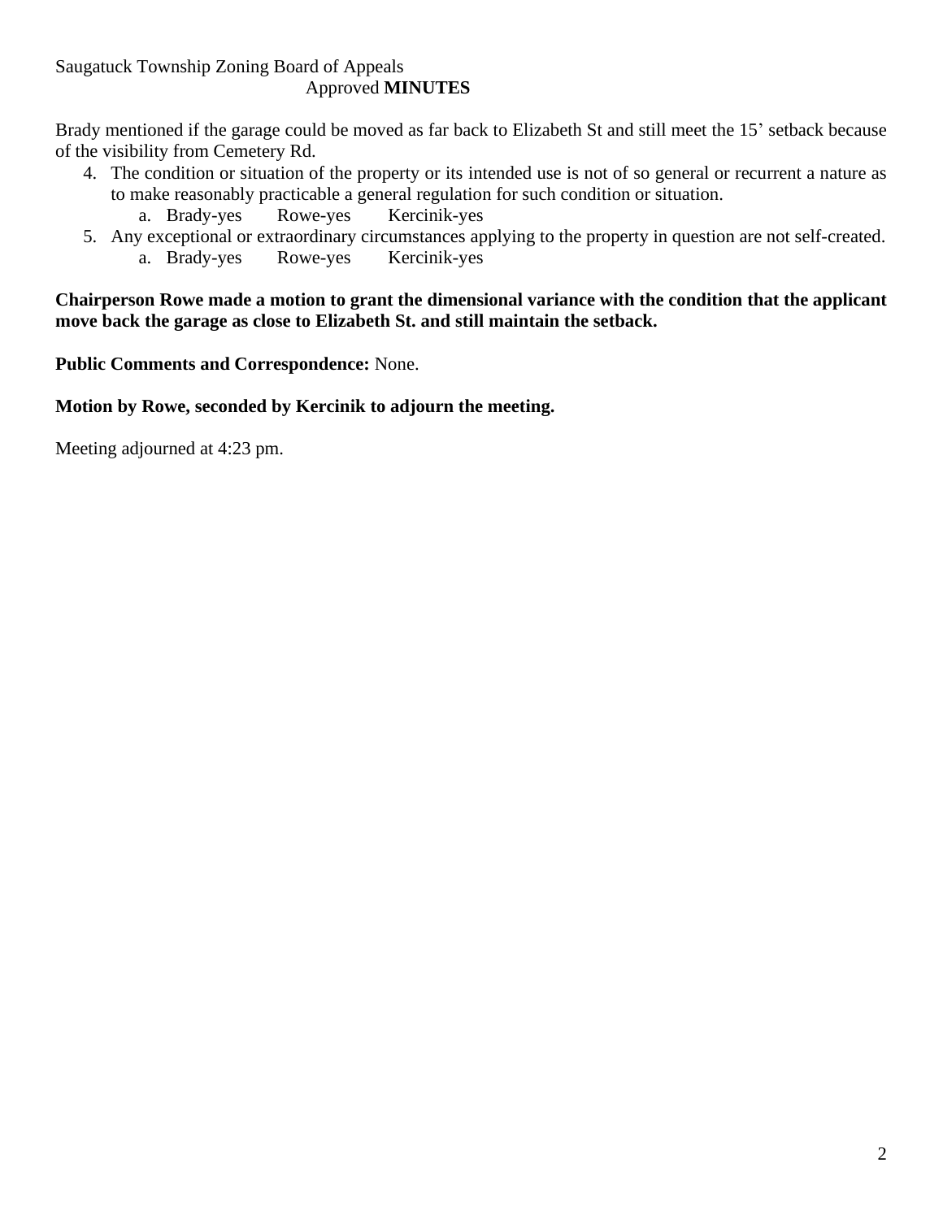Saugatuck Township Zoning Board of Appeals
Approved **MINUTES**

Brady mentioned if the garage could be moved as far back to Elizabeth St and still meet the 15' setback because of the visibility from Cemetery Rd.

4. The condition or situation of the property or its intended use is not of so general or recurrent a nature as to make reasonably practicable a general regulation for such condition or situation.
    a. Brady-yes  Rowe-yes  Kercinik-yes
5. Any exceptional or extraordinary circumstances applying to the property in question are not self-created.
    a. Brady-yes  Rowe-yes  Kercinik-yes

**Chairperson Rowe made a motion to grant the dimensional variance with the condition that the applicant move back the garage as close to Elizabeth St. and still maintain the setback.**

**Public Comments and Correspondence:** None.

**Motion by Rowe, seconded by Kercinik to adjourn the meeting.**

Meeting adjourned at 4:23 pm.